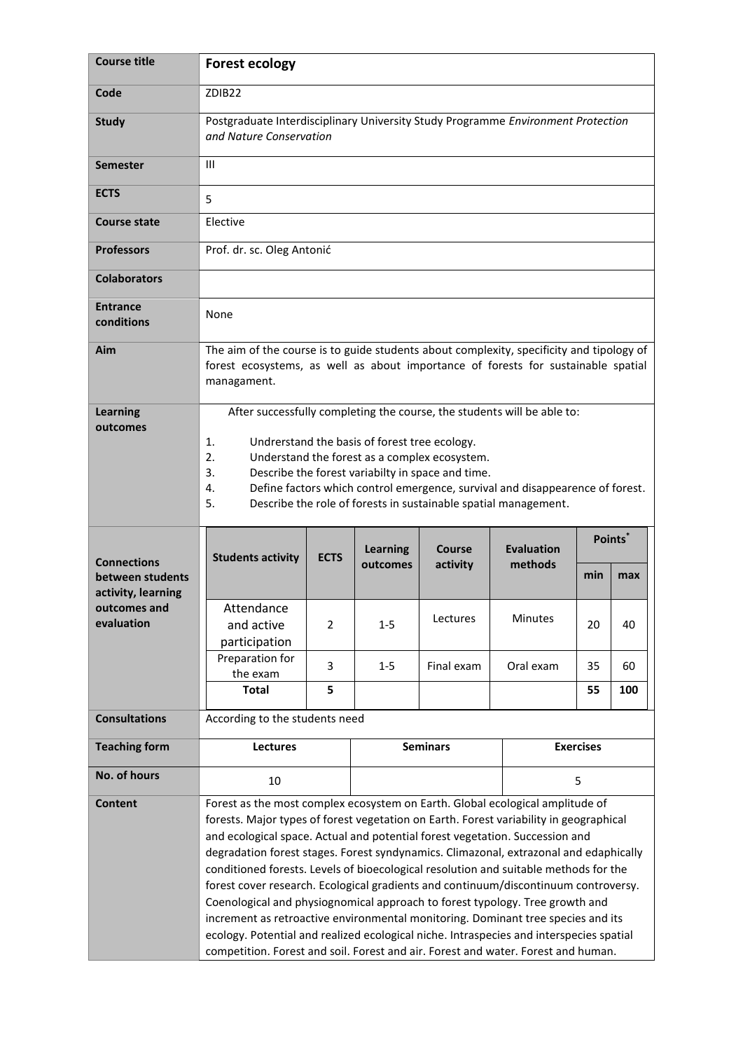| **Course title** | **Forest ecology** |
|---|---|
| **Code** | ZDIB22 |
| **Study** | Postgraduate Interdisciplinary University Study Programme *Environment Protection and Nature Conservation* |
| **Semester** | III |
| **ECTS** | 5 |
| **Course state** | Elective |
| **Professors** | Prof. dr. sc. Oleg Antonić |
| **Colaborators** | |
| **Entrance conditions** | None |
| **Aim** | The aim of the course is to guide students about complexity, specificity and tipology of forest ecosystems, as well as about importance of forests for sustainable spatial managament. |
| **Learning outcomes** | After successfully completing the course, the students will be able to:<br><br>1. Undrerstand the basis of forest tree ecology.<br>2. Understand the forest as a complex ecosystem.<br>3. Describe the forest variabilty in space and time.<br>4. Define factors which control emergence, survival and disappearence of forest.<br>5. Describe the role of forests in sustainable spatial management. |

**Connections between students activity, learning outcomes and evaluation**

| Students activity | ECTS | Learning outcomes | Course activity | Evaluation methods | Points* min | Points* max |
|---|---|---|---|---|---|---|
| Attendance and active participation | 2 | 1-5 | Lectures | Minutes | 20 | 40 |
| Preparation for the exam | 3 | 1-5 | Final exam | Oral exam | 35 | 60 |
| **Total** | **5** | | | | **55** | **100** |

| **Consultations** | According to the students need | | |
|---|---|---|---|
| **Teaching form** | **Lectures** | **Seminars** | **Exercises** |
| **No. of hours** | 10 | | 5 |
| **Content** | Forest as the most complex ecosystem on Earth. Global ecological amplitude of forests. Major types of forest vegetation on Earth. Forest variability in geographical and ecological space. Actual and potential forest vegetation. Succession and degradation forest stages. Forest syndynamics. Climazonal, extrazonal and edaphically conditioned forests. Levels of bioecological resolution and suitable methods for the forest cover research. Ecological gradients and continuum/discontinuum controversy. Coenological and physiognomical approach to forest typology. Tree growth and increment as retroactive environmental monitoring. Dominant tree species and its ecology. Potential and realized ecological niche. Intraspecies and interspecies spatial competition. Forest and soil. Forest and air. Forest and water. Forest and human. | | |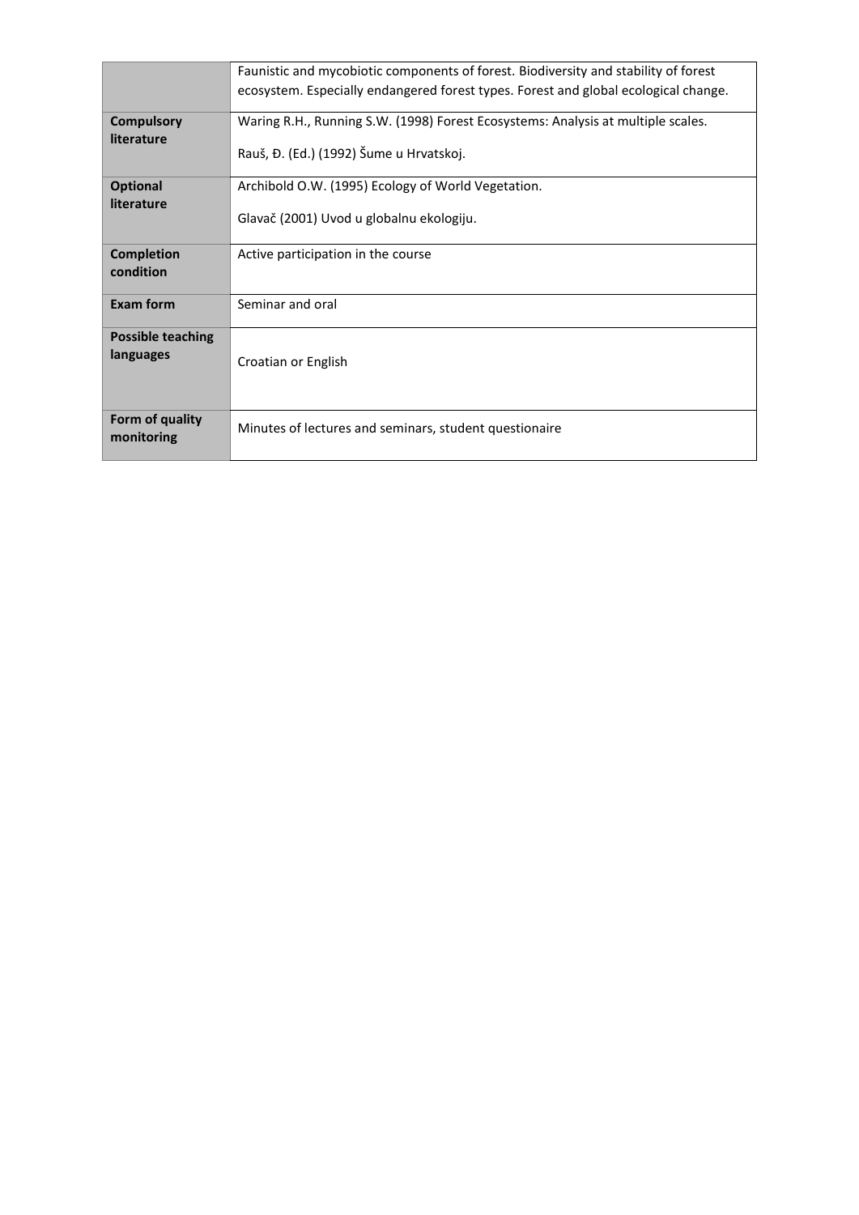| | |
|---|---|
| | Faunistic and mycobiotic components of forest. Biodiversity and stability of forest ecosystem. Especially endangered forest types. Forest and global ecological change. |
| **Compulsory literature** | Waring R.H., Running S.W. (1998) Forest Ecosystems: Analysis at multiple scales.<br><br>Rauš, Đ. (Ed.) (1992) Šume u Hrvatskoj. |
| **Optional literature** | Archibold O.W. (1995) Ecology of World Vegetation.<br><br>Glavač (2001) Uvod u globalnu ekologiju. |
| **Completion condition** | Active participation in the course |
| **Exam form** | Seminar and oral |
| **Possible teaching languages** | Croatian or English |
| **Form of quality monitoring** | Minutes of lectures and seminars, student questionaire |